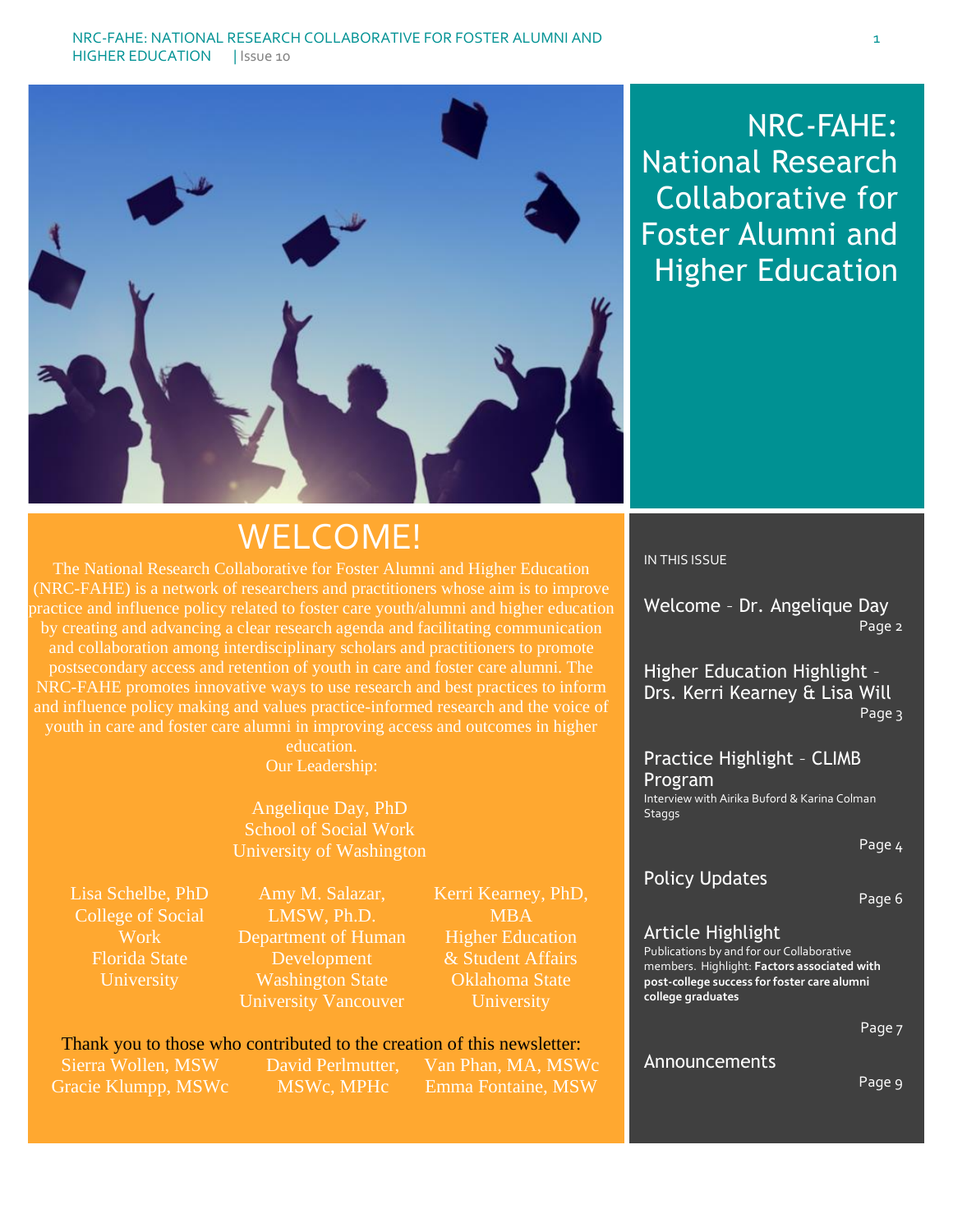# NRC-FAHE: National Research Collaborative for Foster Alumni and Higher Education

## WELCOME!

The National Research Collaborative for Foster Alumni and Higher Education (NRC-FAHE) is a network of researchers and practitioners whose aim is to improve practice and influence policy related to foster care youth/alumni and higher education by creating and advancing a clear research agenda and facilitating communication and collaboration among interdisciplinary scholars and practitioners to promote postsecondary access and retention of youth in care and foster care alumni. The NRC-FAHE promotes innovative ways to use research and best practices to inform and influence policy making and values practice-informed research and the voice of youth in care and foster care alumni in improving access and outcomes in higher education.

Our Leadership:

Angelique Day, PhD
School of Social Work
University of Washington

Lisa Schelbe, PhD
College of Social Work
Florida State University

Amy M. Salazar, LMSW, Ph.D.
Department of Human Development
Washington State University Vancouver

Kerri Kearney, PhD, MBA
Higher Education & Student Affairs
Oklahoma State University

Thank you to those who contributed to the creation of this newsletter:

Sierra Wollen, MSW
Gracie Klumpp, MSWc
David Perlmutter, MSWc, MPHc
Van Phan, MA, MSWc
Emma Fontaine, MSW

## IN THIS ISSUE

- Welcome – Dr. Angelique Day — Page 2
- Higher Education Highlight – Drs. Kerri Kearney & Lisa Will — Page 3
- Practice Highlight – CLIMB Program — Interview with Airika Buford & Karina Colman Staggs — Page 4
- Policy Updates — Page 6
- Article Highlight — Publications by and for our Collaborative members. Highlight: **Factors associated with post-college success for foster care alumni college graduates** — Page 7
- Announcements — Page 9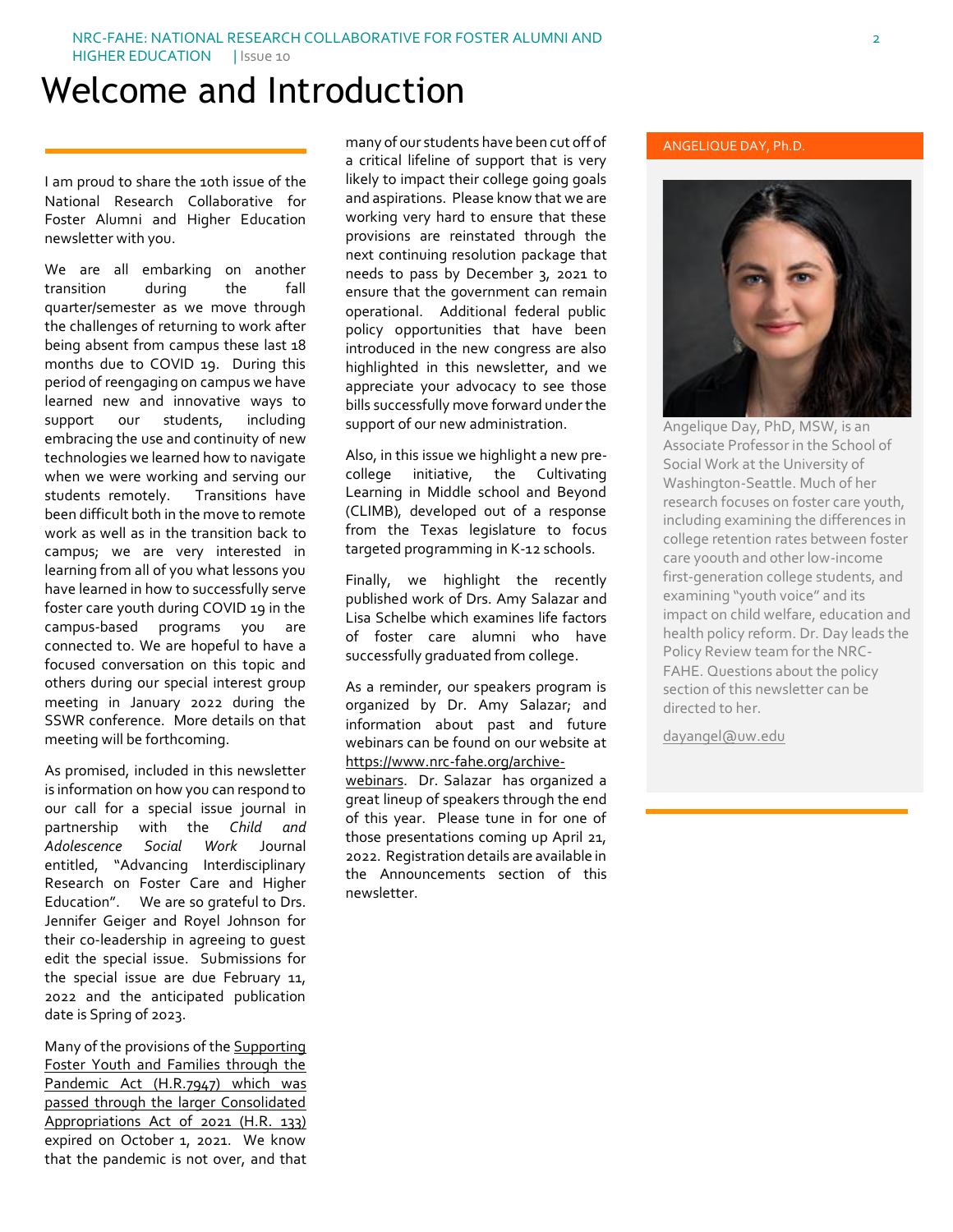# Welcome and Introduction

I am proud to share the 10th issue of the National Research Collaborative for Foster Alumni and Higher Education newsletter with you.

We are all embarking on another transition during the fall quarter/semester as we move through the challenges of returning to work after being absent from campus these last 18 months due to COVID 19. During this period of reengaging on campus we have learned new and innovative ways to support our students, including embracing the use and continuity of new technologies we learned how to navigate when we were working and serving our students remotely. Transitions have been difficult both in the move to remote work as well as in the transition back to campus; we are very interested in learning from all of you what lessons you have learned in how to successfully serve foster care youth during COVID 19 in the campus-based programs you are connected to. We are hopeful to have a focused conversation on this topic and others during our special interest group meeting in January 2022 during the SSWR conference. More details on that meeting will be forthcoming.

As promised, included in this newsletter is information on how you can respond to our call for a special issue journal in partnership with the *Child and Adolescence Social Work* Journal entitled, "Advancing Interdisciplinary Research on Foster Care and Higher Education". We are so grateful to Drs. Jennifer Geiger and Royel Johnson for their co-leadership in agreeing to guest edit the special issue. Submissions for the special issue are due February 11, 2022 and the anticipated publication date is Spring of 2023.

Many of the provisions of the Supporting Foster Youth and Families through the Pandemic Act (H.R.7947) which was passed through the larger Consolidated Appropriations Act of 2021 (H.R. 133) expired on October 1, 2021. We know that the pandemic is not over, and that many of our students have been cut off of a critical lifeline of support that is very likely to impact their college going goals and aspirations. Please know that we are working very hard to ensure that these provisions are reinstated through the next continuing resolution package that needs to pass by December 3, 2021 to ensure that the government can remain operational. Additional federal public policy opportunities that have been introduced in the new congress are also highlighted in this newsletter, and we appreciate your advocacy to see those bills successfully move forward under the support of our new administration.

Also, in this issue we highlight a new pre-college initiative, the Cultivating Learning in Middle school and Beyond (CLIMB), developed out of a response from the Texas legislature to focus targeted programming in K-12 schools.

Finally, we highlight the recently published work of Drs. Amy Salazar and Lisa Schelbe which examines life factors of foster care alumni who have successfully graduated from college.

As a reminder, our speakers program is organized by Dr. Amy Salazar; and information about past and future webinars can be found on our website at https://www.nrc-fahe.org/archive-webinars. Dr. Salazar has organized a great lineup of speakers through the end of this year. Please tune in for one of those presentations coming up April 21, 2022. Registration details are available in the Announcements section of this newsletter.

**ANGELIQUE DAY, Ph.D.**

Angelique Day, PhD, MSW, is an Associate Professor in the School of Social Work at the University of Washington-Seattle. Much of her research focuses on foster care youth, including examining the differences in college retention rates between foster care yoouth and other low-income first-generation college students, and examining "youth voice" and its impact on child welfare, education and health policy reform. Dr. Day leads the Policy Review team for the NRC-FAHE. Questions about the policy section of this newsletter can be directed to her.

dayangel@uw.edu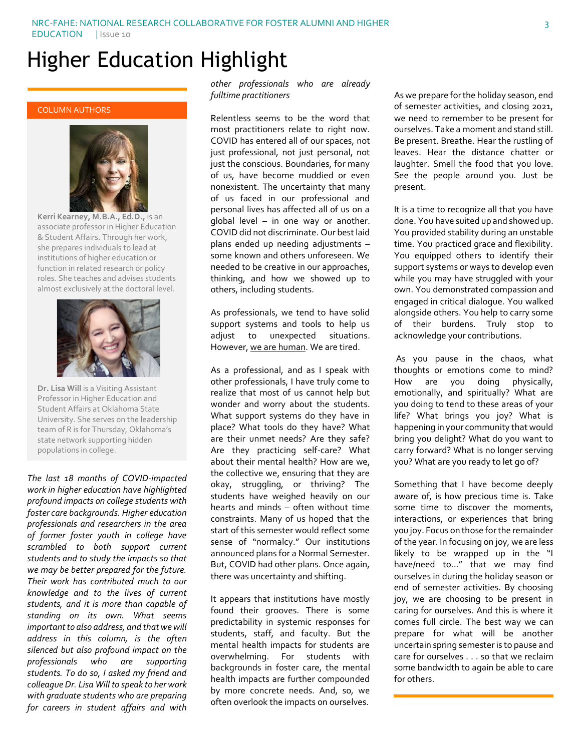# Higher Education Highlight

COLUMN AUTHORS

**Kerri Kearney, M.B.A., Ed.D.,** is an associate professor in Higher Education & Student Affairs. Through her work, she prepares individuals to lead at institutions of higher education or function in related research or policy roles. She teaches and advises students almost exclusively at the doctoral level.

**Dr. Lisa Will** is a Visiting Assistant Professor in Higher Education and Student Affairs at Oklahoma State University. She serves on the leadership team of R is for Thursday, Oklahoma's state network supporting hidden populations in college.

*The last 18 months of COVID-impacted work in higher education have highlighted profound impacts on college students with foster care backgrounds. Higher education professionals and researchers in the area of former foster youth in college have scrambled to both support current students and to study the impacts so that we may be better prepared for the future. Their work has contributed much to our knowledge and to the lives of current students, and it is more than capable of standing on its own. What seems important to also address, and that we will address in this column, is the often silenced but also profound impact on the professionals who are supporting students. To do so, I asked my friend and colleague Dr. Lisa Will to speak to her work with graduate students who are preparing for careers in student affairs and with other professionals who are already fulltime practitioners*

Relentless seems to be the word that most practitioners relate to right now. COVID has entered all of our spaces, not just professional, not just personal, not just the conscious. Boundaries, for many of us, have become muddied or even nonexistent. The uncertainty that many of us faced in our professional and personal lives has affected all of us on a global level – in one way or another. COVID did not discriminate. Our best laid plans ended up needing adjustments – some known and others unforeseen. We needed to be creative in our approaches, thinking, and how we showed up to others, including students.

As professionals, we tend to have solid support systems and tools to help us adjust to unexpected situations. However, <u>we are human</u>. We are tired.

As a professional, and as I speak with other professionals, I have truly come to realize that most of us cannot help but wonder and worry about the students. What support systems do they have in place? What tools do they have? What are their unmet needs? Are they safe? Are they practicing self-care? What about their mental health? How are we, the collective we, ensuring that they are okay, struggling, or thriving? The students have weighed heavily on our hearts and minds – often without time constraints. Many of us hoped that the start of this semester would reflect some sense of "normalcy." Our institutions announced plans for a Normal Semester. But, COVID had other plans. Once again, there was uncertainty and shifting.

It appears that institutions have mostly found their grooves. There is some predictability in systemic responses for students, staff, and faculty. But the mental health impacts for students are overwhelming. For students with backgrounds in foster care, the mental health impacts are further compounded by more concrete needs. And, so, we often overlook the impacts on ourselves.

As we prepare for the holiday season, end of semester activities, and closing 2021, we need to remember to be present for ourselves. Take a moment and stand still. Be present. Breathe. Hear the rustling of leaves. Hear the distance chatter or laughter. Smell the food that you love. See the people around you. Just be present.

It is a time to recognize all that you have done. You have suited up and showed up. You provided stability during an unstable time. You practiced grace and flexibility. You equipped others to identify their support systems or ways to develop even while you may have struggled with your own. You demonstrated compassion and engaged in critical dialogue. You walked alongside others. You help to carry some of their burdens. Truly stop to acknowledge your contributions.

As you pause in the chaos, what thoughts or emotions come to mind? How are you doing physically, emotionally, and spiritually? What are you doing to tend to these areas of your life? What brings you joy? What is happening in your community that would bring you delight? What do you want to carry forward? What is no longer serving you? What are you ready to let go of?

Something that I have become deeply aware of, is how precious time is. Take some time to discover the moments, interactions, or experiences that bring you joy. Focus on those for the remainder of the year. In focusing on joy, we are less likely to be wrapped up in the "I have/need to..." that we may find ourselves in during the holiday season or end of semester activities. By choosing joy, we are choosing to be present in caring for ourselves. And this is where it comes full circle. The best way we can prepare for what will be another uncertain spring semester is to pause and care for ourselves . . . so that we reclaim some bandwidth to again be able to care for others.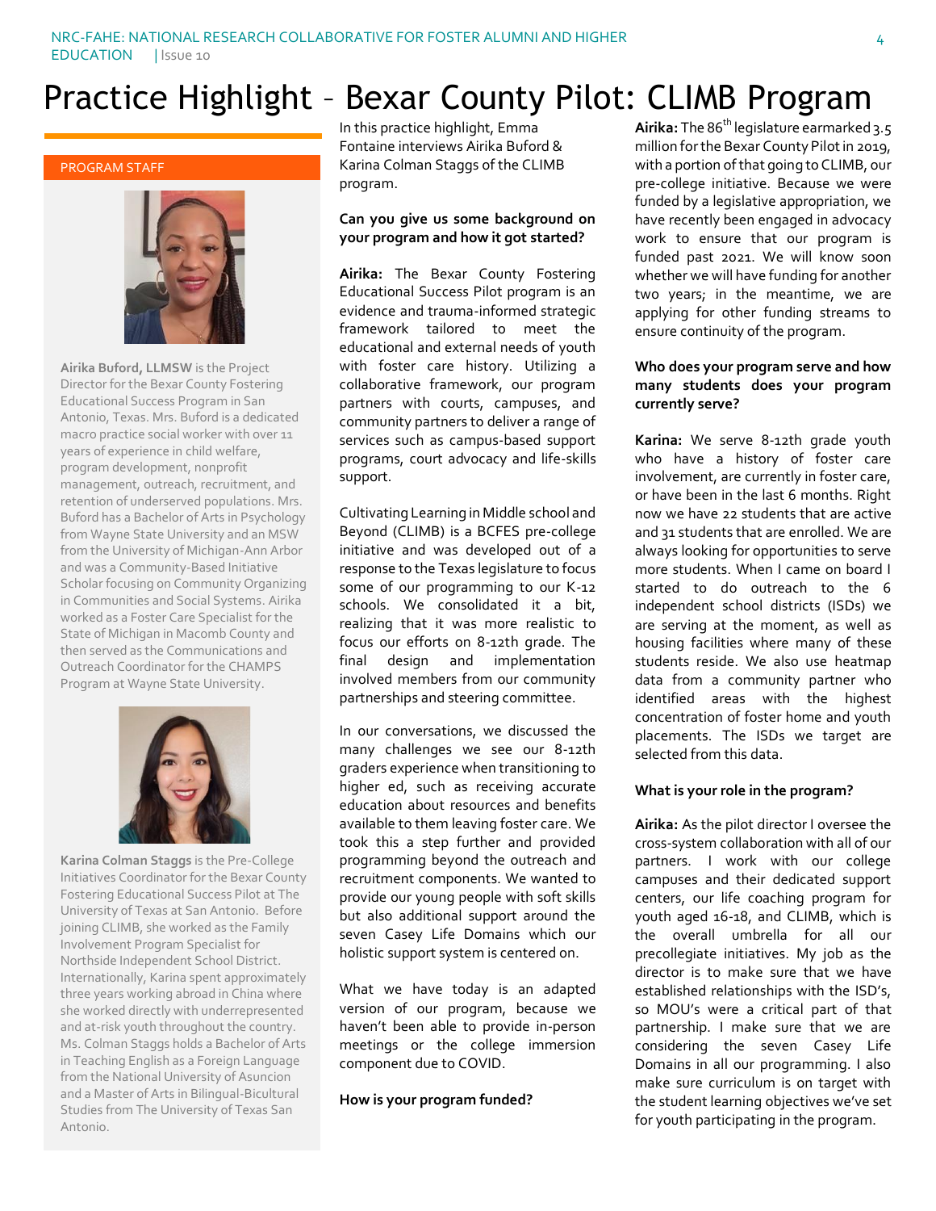# Practice Highlight – Bexar County Pilot: CLIMB Program

PROGRAM STAFF

**Airika Buford, LLMSW** is the Project Director for the Bexar County Fostering Educational Success Program in San Antonio, Texas. Mrs. Buford is a dedicated macro practice social worker with over 11 years of experience in child welfare, program development, nonprofit management, outreach, recruitment, and retention of underserved populations. Mrs. Buford has a Bachelor of Arts in Psychology from Wayne State University and an MSW from the University of Michigan-Ann Arbor and was a Community-Based Initiative Scholar focusing on Community Organizing in Communities and Social Systems. Airika worked as a Foster Care Specialist for the State of Michigan in Macomb County and then served as the Communications and Outreach Coordinator for the CHAMPS Program at Wayne State University.

**Karina Colman Staggs** is the Pre-College Initiatives Coordinator for the Bexar County Fostering Educational Success Pilot at The University of Texas at San Antonio. Before joining CLIMB, she worked as the Family Involvement Program Specialist for Northside Independent School District. Internationally, Karina spent approximately three years working abroad in China where she worked directly with underrepresented and at-risk youth throughout the country. Ms. Colman Staggs holds a Bachelor of Arts in Teaching English as a Foreign Language from the National University of Asuncion and a Master of Arts in Bilingual-Bicultural Studies from The University of Texas San Antonio.

In this practice highlight, Emma Fontaine interviews Airika Buford & Karina Colman Staggs of the CLIMB program.

**Can you give us some background on your program and how it got started?**

**Airika:** The Bexar County Fostering Educational Success Pilot program is an evidence and trauma-informed strategic framework tailored to meet the educational and external needs of youth with foster care history. Utilizing a collaborative framework, our program partners with courts, campuses, and community partners to deliver a range of services such as campus-based support programs, court advocacy and life-skills support.

Cultivating Learning in Middle school and Beyond (CLIMB) is a BCFES pre-college initiative and was developed out of a response to the Texas legislature to focus some of our programming to our K-12 schools. We consolidated it a bit, realizing that it was more realistic to focus our efforts on 8-12th grade. The final design and implementation involved members from our community partnerships and steering committee.

In our conversations, we discussed the many challenges we see our 8-12th graders experience when transitioning to higher ed, such as receiving accurate education about resources and benefits available to them leaving foster care. We took this a step further and provided programming beyond the outreach and recruitment components. We wanted to provide our young people with soft skills but also additional support around the seven Casey Life Domains which our holistic support system is centered on.

What we have today is an adapted version of our program, because we haven't been able to provide in-person meetings or the college immersion component due to COVID.

**How is your program funded?**

**Airika:** The 86th legislature earmarked 3.5 million for the Bexar County Pilot in 2019, with a portion of that going to CLIMB, our pre-college initiative. Because we were funded by a legislative appropriation, we have recently been engaged in advocacy work to ensure that our program is funded past 2021. We will know soon whether we will have funding for another two years; in the meantime, we are applying for other funding streams to ensure continuity of the program.

**Who does your program serve and how many students does your program currently serve?**

**Karina:** We serve 8-12th grade youth who have a history of foster care involvement, are currently in foster care, or have been in the last 6 months. Right now we have 22 students that are active and 31 students that are enrolled. We are always looking for opportunities to serve more students. When I came on board I started to do outreach to the 6 independent school districts (ISDs) we are serving at the moment, as well as housing facilities where many of these students reside. We also use heatmap data from a community partner who identified areas with the highest concentration of foster home and youth placements. The ISDs we target are selected from this data.

**What is your role in the program?**

**Airika:** As the pilot director I oversee the cross-system collaboration with all of our partners. I work with our college campuses and their dedicated support centers, our life coaching program for youth aged 16-18, and CLIMB, which is the overall umbrella for all our precollegiate initiatives. My job as the director is to make sure that we have established relationships with the ISD's, so MOU's were a critical part of that partnership. I make sure that we are considering the seven Casey Life Domains in all our programming. I also make sure curriculum is on target with the student learning objectives we've set for youth participating in the program.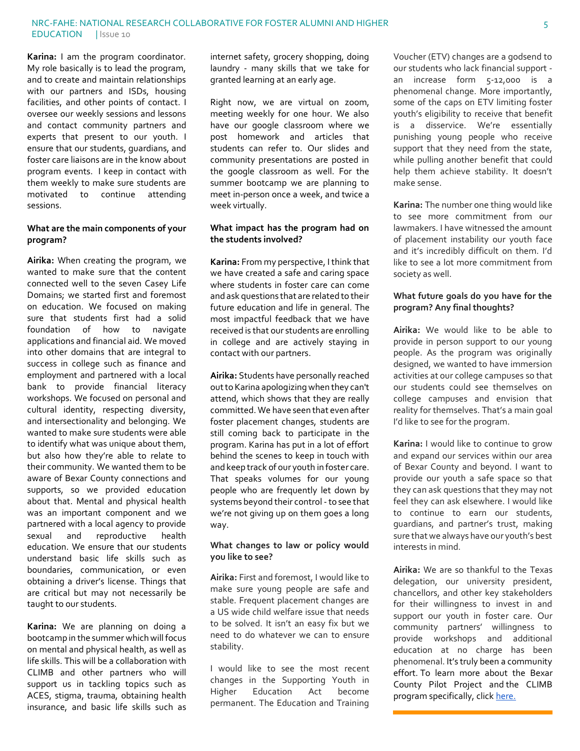**Karina:** I am the program coordinator. My role basically is to lead the program, and to create and maintain relationships with our partners and ISDs, housing facilities, and other points of contact. I oversee our weekly sessions and lessons and contact community partners and experts that present to our youth. I ensure that our students, guardians, and foster care liaisons are in the know about program events. I keep in contact with them weekly to make sure students are motivated to continue attending sessions.

**What are the main components of your program?**

**Airika:** When creating the program, we wanted to make sure that the content connected well to the seven Casey Life Domains; we started first and foremost on education. We focused on making sure that students first had a solid foundation of how to navigate applications and financial aid. We moved into other domains that are integral to success in college such as finance and employment and partnered with a local bank to provide financial literacy workshops. We focused on personal and cultural identity, respecting diversity, and intersectionality and belonging. We wanted to make sure students were able to identify what was unique about them, but also how they're able to relate to their community. We wanted them to be aware of Bexar County connections and supports, so we provided education about that. Mental and physical health was an important component and we partnered with a local agency to provide sexual and reproductive health education. We ensure that our students understand basic life skills such as boundaries, communication, or even obtaining a driver's license. Things that are critical but may not necessarily be taught to our students.

**Karina:** We are planning on doing a bootcamp in the summer which will focus on mental and physical health, as well as life skills. This will be a collaboration with CLIMB and other partners who will support us in tackling topics such as ACES, stigma, trauma, obtaining health insurance, and basic life skills such as internet safety, grocery shopping, doing laundry - many skills that we take for granted learning at an early age.

Right now, we are virtual on zoom, meeting weekly for one hour. We also have our google classroom where we post homework and articles that students can refer to. Our slides and community presentations are posted in the google classroom as well. For the summer bootcamp we are planning to meet in-person once a week, and twice a week virtually.

**What impact has the program had on the students involved?**

**Karina:** From my perspective, I think that we have created a safe and caring space where students in foster care can come and ask questions that are related to their future education and life in general. The most impactful feedback that we have received is that our students are enrolling in college and are actively staying in contact with our partners.

**Airika:** Students have personally reached out to Karina apologizing when they can't attend, which shows that they are really committed. We have seen that even after foster placement changes, students are still coming back to participate in the program. Karina has put in a lot of effort behind the scenes to keep in touch with and keep track of our youth in foster care. That speaks volumes for our young people who are frequently let down by systems beyond their control - to see that we're not giving up on them goes a long way.

**What changes to law or policy would you like to see?**

**Airika:** First and foremost, I would like to make sure young people are safe and stable. Frequent placement changes are a US wide child welfare issue that needs to be solved. It isn't an easy fix but we need to do whatever we can to ensure stability.

I would like to see the most recent changes in the Supporting Youth in Higher Education Act become permanent. The Education and Training Voucher (ETV) changes are a godsend to our students who lack financial support - an increase form 5-12,000 is a phenomenal change. More importantly, some of the caps on ETV limiting foster youth's eligibility to receive that benefit is a disservice. We're essentially punishing young people who receive support that they need from the state, while pulling another benefit that could help them achieve stability. It doesn't make sense.

**Karina:** The number one thing would like to see more commitment from our lawmakers. I have witnessed the amount of placement instability our youth face and it's incredibly difficult on them. I'd like to see a lot more commitment from society as well.

**What future goals do you have for the program? Any final thoughts?**

**Airika:** We would like to be able to provide in person support to our young people. As the program was originally designed, we wanted to have immersion activities at our college campuses so that our students could see themselves on college campuses and envision that reality for themselves. That's a main goal I'd like to see for the program.

**Karina:** I would like to continue to grow and expand our services within our area of Bexar County and beyond. I want to provide our youth a safe space so that they can ask questions that they may not feel they can ask elsewhere. I would like to continue to earn our students, guardians, and partner's trust, making sure that we always have our youth's best interests in mind.

**Airika:** We are so thankful to the Texas delegation, our university president, chancellors, and other key stakeholders for their willingness to invest in and support our youth in foster care. Our community partners' willingness to provide workshops and additional education at no charge has been phenomenal. It's truly been a community effort. To learn more about the Bexar County Pilot Project and the CLIMB program specifically, click [here.]()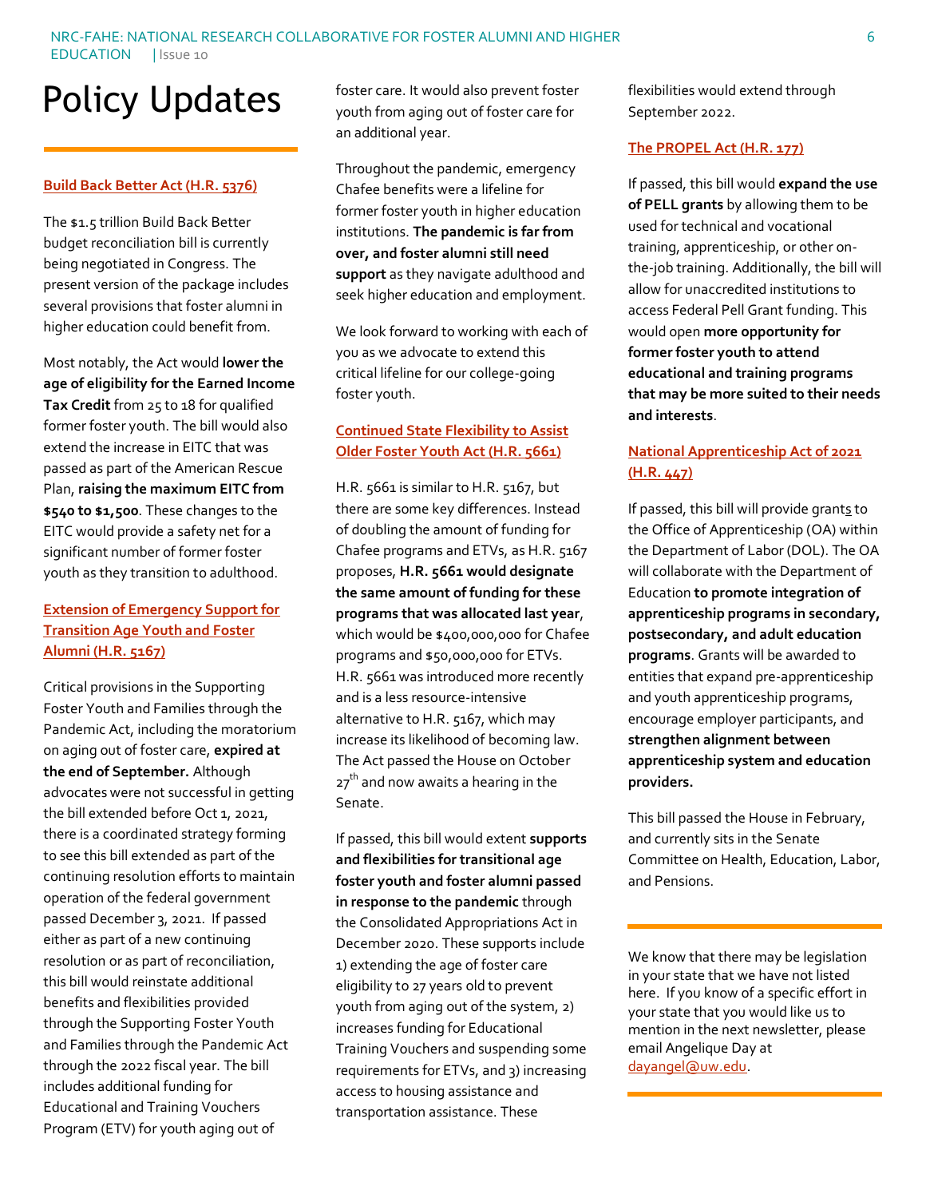# Policy Updates

**Build Back Better Act (H.R. 5376)**

The $1.5 trillion Build Back Better budget reconciliation bill is currently being negotiated in Congress. The present version of the package includes several provisions that foster alumni in higher education could benefit from.

Most notably, the Act would **lower the age of eligibility for the Earned Income Tax Credit** from 25 to 18 for qualified former foster youth. The bill would also extend the increase in EITC that was passed as part of the American Rescue Plan, **raising the maximum EITC from $540 to $1,500**. These changes to the EITC would provide a safety net for a significant number of former foster youth as they transition to adulthood.

**Extension of Emergency Support for Transition Age Youth and Foster Alumni (H.R. 5167)**

Critical provisions in the Supporting Foster Youth and Families through the Pandemic Act, including the moratorium on aging out of foster care, **expired at the end of September.** Although advocates were not successful in getting the bill extended before Oct 1, 2021, there is a coordinated strategy forming to see this bill extended as part of the continuing resolution efforts to maintain operation of the federal government passed December 3, 2021. If passed either as part of a new continuing resolution or as part of reconciliation, this bill would reinstate additional benefits and flexibilities provided through the Supporting Foster Youth and Families through the Pandemic Act through the 2022 fiscal year. The bill includes additional funding for Educational and Training Vouchers Program (ETV) for youth aging out of foster care. It would also prevent foster youth from aging out of foster care for an additional year.

Throughout the pandemic, emergency Chafee benefits were a lifeline for former foster youth in higher education institutions. **The pandemic is far from over, and foster alumni still need support** as they navigate adulthood and seek higher education and employment.

We look forward to working with each of you as we advocate to extend this critical lifeline for our college-going foster youth.

**Continued State Flexibility to Assist Older Foster Youth Act (H.R. 5661)**

H.R. 5661 is similar to H.R. 5167, but there are some key differences. Instead of doubling the amount of funding for Chafee programs and ETVs, as H.R. 5167 proposes, **H.R. 5661 would designate the same amount of funding for these programs that was allocated last year**, which would be $400,000,000 for Chafee programs and $50,000,000 for ETVs. H.R. 5661 was introduced more recently and is a less resource-intensive alternative to H.R. 5167, which may increase its likelihood of becoming law. The Act passed the House on October 27th and now awaits a hearing in the Senate.

If passed, this bill would extent **supports and flexibilities for transitional age foster youth and foster alumni passed in response to the pandemic** through the Consolidated Appropriations Act in December 2020. These supports include 1) extending the age of foster care eligibility to 27 years old to prevent youth from aging out of the system, 2) increases funding for Educational Training Vouchers and suspending some requirements for ETVs, and 3) increasing access to housing assistance and transportation assistance. These flexibilities would extend through September 2022.

**The PROPEL Act (H.R. 177)**

If passed, this bill would **expand the use of PELL grants** by allowing them to be used for technical and vocational training, apprenticeship, or other on-the-job training. Additionally, the bill will allow for unaccredited institutions to access Federal Pell Grant funding. This would open **more opportunity for former foster youth to attend educational and training programs that may be more suited to their needs and interests**.

**National Apprenticeship Act of 2021 (H.R. 447)**

If passed, this bill will provide grants to the Office of Apprenticeship (OA) within the Department of Labor (DOL). The OA will collaborate with the Department of Education **to promote integration of apprenticeship programs in secondary, postsecondary, and adult education programs**. Grants will be awarded to entities that expand pre-apprenticeship and youth apprenticeship programs, encourage employer participants, and **strengthen alignment between apprenticeship system and education providers.**

This bill passed the House in February, and currently sits in the Senate Committee on Health, Education, Labor, and Pensions.

---

We know that there may be legislation in your state that we have not listed here. If you know of a specific effort in your state that you would like us to mention in the next newsletter, please email Angelique Day at dayangel@uw.edu.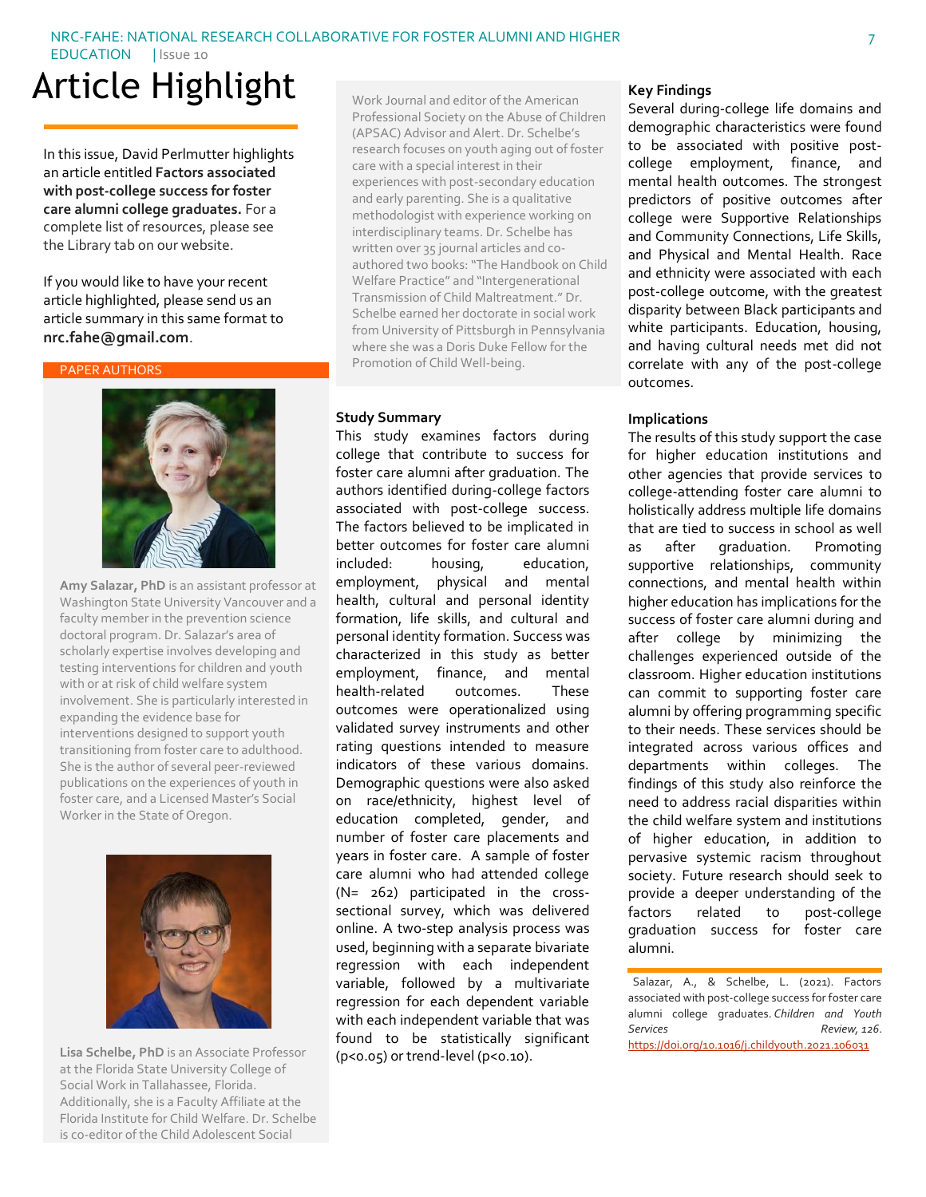# Article Highlight

In this issue, David Perlmutter highlights an article entitled **Factors associated with post-college success for foster care alumni college graduates.** For a complete list of resources, please see the Library tab on our website.

If you would like to have your recent article highlighted, please send us an article summary in this same format to **nrc.fahe@gmail.com**.

## PAPER AUTHORS

**Amy Salazar, PhD** is an assistant professor at Washington State University Vancouver and a faculty member in the prevention science doctoral program. Dr. Salazar's area of scholarly expertise involves developing and testing interventions for children and youth with or at risk of child welfare system involvement. She is particularly interested in expanding the evidence base for interventions designed to support youth transitioning from foster care to adulthood. She is the author of several peer-reviewed publications on the experiences of youth in foster care, and a Licensed Master's Social Worker in the State of Oregon.

**Lisa Schelbe, PhD** is an Associate Professor at the Florida State University College of Social Work in Tallahassee, Florida. Additionally, she is a Faculty Affiliate at the Florida Institute for Child Welfare. Dr. Schelbe is co-editor of the Child Adolescent Social Work Journal and editor of the American Professional Society on the Abuse of Children (APSAC) Advisor and Alert. Dr. Schelbe's research focuses on youth aging out of foster care with a special interest in their experiences with post-secondary education and early parenting. She is a qualitative methodologist with experience working on interdisciplinary teams. Dr. Schelbe has written over 35 journal articles and co-authored two books: "The Handbook on Child Welfare Practice" and "Intergenerational Transmission of Child Maltreatment." Dr. Schelbe earned her doctorate in social work from University of Pittsburgh in Pennsylvania where she was a Doris Duke Fellow for the Promotion of Child Well-being.

### Study Summary

This study examines factors during college that contribute to success for foster care alumni after graduation. The authors identified during-college factors associated with post-college success. The factors believed to be implicated in better outcomes for foster care alumni included: housing, education, employment, physical and mental health, cultural and personal identity formation, life skills, and cultural and personal identity formation. Success was characterized in this study as better employment, finance, and mental health-related outcomes. These outcomes were operationalized using validated survey instruments and other rating questions intended to measure indicators of these various domains. Demographic questions were also asked on race/ethnicity, highest level of education completed, gender, and number of foster care placements and years in foster care. A sample of foster care alumni who had attended college (N= 262) participated in the cross-sectional survey, which was delivered online. A two-step analysis process was used, beginning with a separate bivariate regression with each independent variable, followed by a multivariate regression for each dependent variable with each independent variable that was found to be statistically significant ($p<0.05$) or trend-level ($p<0.10$).

### Key Findings

Several during-college life domains and demographic characteristics were found to be associated with positive post-college employment, finance, and mental health outcomes. The strongest predictors of positive outcomes after college were Supportive Relationships and Community Connections, Life Skills, and Physical and Mental Health. Race and ethnicity were associated with each post-college outcome, with the greatest disparity between Black participants and white participants. Education, housing, and having cultural needs met did not correlate with any of the post-college outcomes.

### Implications

The results of this study support the case for higher education institutions and other agencies that provide services to college-attending foster care alumni to holistically address multiple life domains that are tied to success in school as well as after graduation. Promoting supportive relationships, community connections, and mental health within higher education has implications for the success of foster care alumni during and after college by minimizing the challenges experienced outside of the classroom. Higher education institutions can commit to supporting foster care alumni by offering programming specific to their needs. These services should be integrated across various offices and departments within colleges. The findings of this study also reinforce the need to address racial disparities within the child welfare system and institutions of higher education, in addition to pervasive systemic racism throughout society. Future research should seek to provide a deeper understanding of the factors related to post-college graduation success for foster care alumni.

Salazar, A., & Schelbe, L. (2021). Factors associated with post-college success for foster care alumni college graduates. *Children and Youth Services Review, 126*. https://doi.org/10.1016/j.childyouth.2021.106031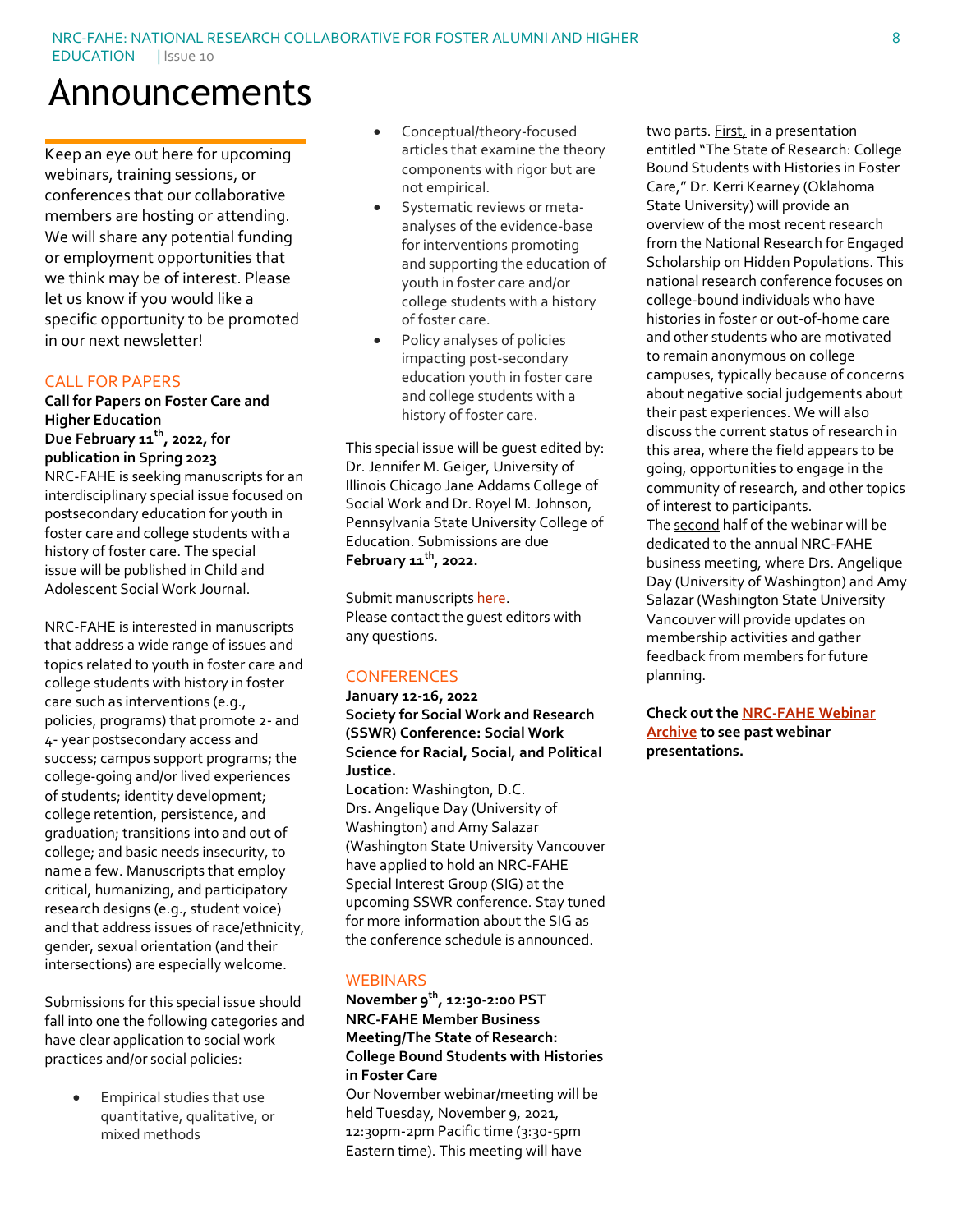# Announcements

Keep an eye out here for upcoming webinars, training sessions, or conferences that our collaborative members are hosting or attending. We will share any potential funding or employment opportunities that we think may be of interest. Please let us know if you would like a specific opportunity to be promoted in our next newsletter!

## CALL FOR PAPERS

**Call for Papers on Foster Care and Higher Education**
**Due February 11th, 2022, for publication in Spring 2023**

NRC-FAHE is seeking manuscripts for an interdisciplinary special issue focused on postsecondary education for youth in foster care and college students with a history of foster care. The special issue will be published in Child and Adolescent Social Work Journal.

NRC-FAHE is interested in manuscripts that address a wide range of issues and topics related to youth in foster care and college students with history in foster care such as interventions (e.g., policies, programs) that promote 2- and 4- year postsecondary access and success; campus support programs; the college-going and/or lived experiences of students; identity development; college retention, persistence, and graduation; transitions into and out of college; and basic needs insecurity, to name a few. Manuscripts that employ critical, humanizing, and participatory research designs (e.g., student voice) and that address issues of race/ethnicity, gender, sexual orientation (and their intersections) are especially welcome.

Submissions for this special issue should fall into one the following categories and have clear application to social work practices and/or social policies:

- Empirical studies that use quantitative, qualitative, or mixed methods
- Conceptual/theory-focused articles that examine the theory components with rigor but are not empirical.
- Systematic reviews or meta-analyses of the evidence-base for interventions promoting and supporting the education of youth in foster care and/or college students with a history of foster care.
- Policy analyses of policies impacting post-secondary education youth in foster care and college students with a history of foster care.

This special issue will be guest edited by: Dr. Jennifer M. Geiger, University of Illinois Chicago Jane Addams College of Social Work and Dr. Royel M. Johnson, Pennsylvania State University College of Education. Submissions are due **February 11th, 2022.**

Submit manuscripts here.
Please contact the guest editors with any questions.

## CONFERENCES

**January 12-16, 2022**
**Society for Social Work and Research (SSWR) Conference: Social Work Science for Racial, Social, and Political Justice.**
**Location:** Washington, D.C.
Drs. Angelique Day (University of Washington) and Amy Salazar (Washington State University Vancouver have applied to hold an NRC-FAHE Special Interest Group (SIG) at the upcoming SSWR conference. Stay tuned for more information about the SIG as the conference schedule is announced.

## WEBINARS

**November 9th, 12:30-2:00 PST**
**NRC-FAHE Member Business Meeting/The State of Research: College Bound Students with Histories in Foster Care**

Our November webinar/meeting will be held Tuesday, November 9, 2021, 12:30pm-2pm Pacific time (3:30-5pm Eastern time). This meeting will have two parts. First, in a presentation entitled "The State of Research: College Bound Students with Histories in Foster Care," Dr. Kerri Kearney (Oklahoma State University) will provide an overview of the most recent research from the National Research for Engaged Scholarship on Hidden Populations. This national research conference focuses on college-bound individuals who have histories in foster or out-of-home care and other students who are motivated to remain anonymous on college campuses, typically because of concerns about negative social judgements about their past experiences. We will also discuss the current status of research in this area, where the field appears to be going, opportunities to engage in the community of research, and other topics of interest to participants.
The second half of the webinar will be dedicated to the annual NRC-FAHE business meeting, where Drs. Angelique Day (University of Washington) and Amy Salazar (Washington State University Vancouver will provide updates on membership activities and gather feedback from members for future planning.

**Check out the NRC-FAHE Webinar Archive to see past webinar presentations.**